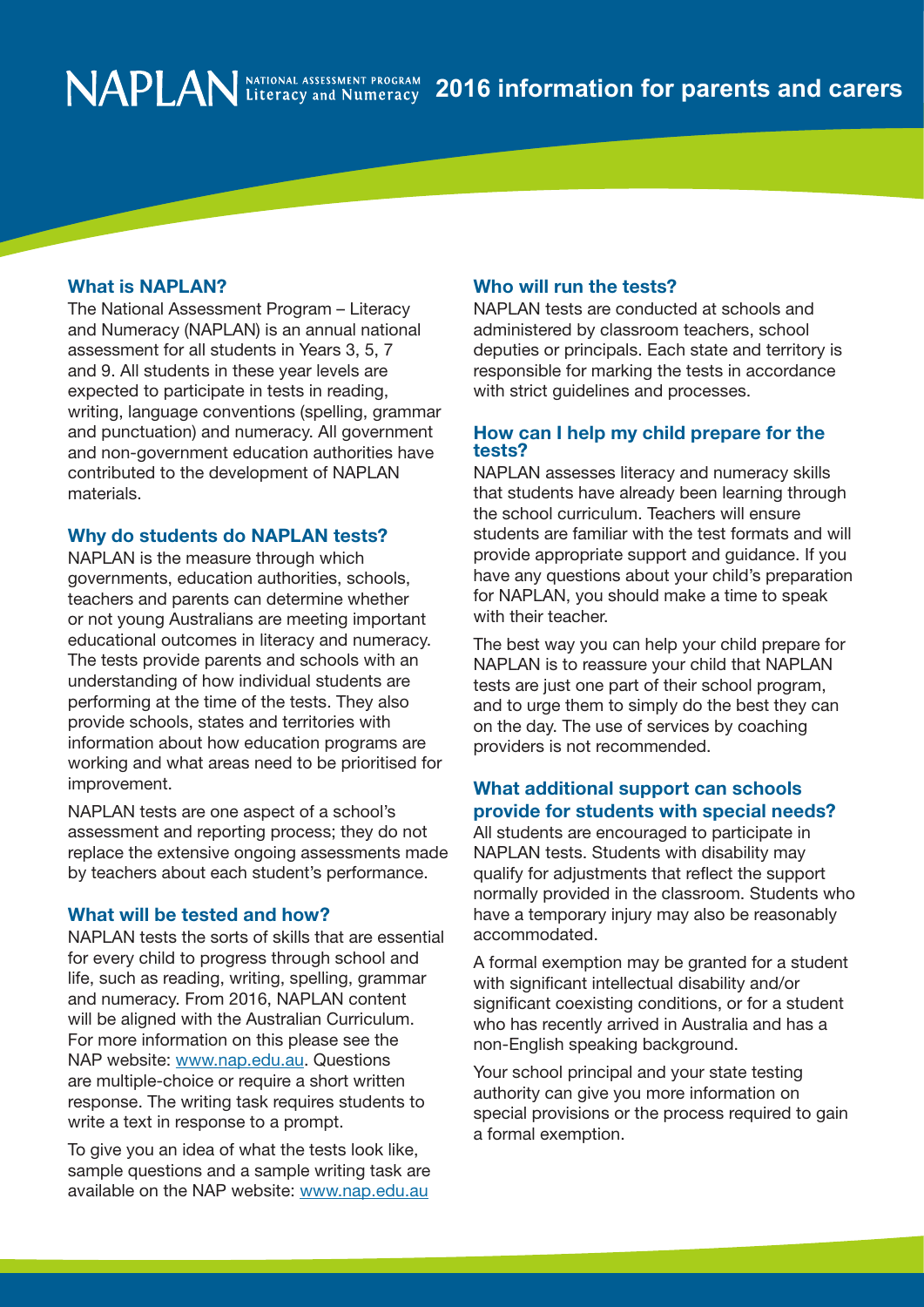# NAPLAN NATIONAL ASSESSMENT PROGRAM Literacy and Numeracy — 2016 information for parents and carers

## What is NAPLAN?

The National Assessment Program – Literacy and Numeracy (NAPLAN) is an annual national assessment for all students in Years 3, 5, 7 and 9. All students in these year levels are expected to participate in tests in reading, writing, language conventions (spelling, grammar and punctuation) and numeracy. All government and non-government education authorities have contributed to the development of NAPLAN materials.

## Why do students do NAPLAN tests?

NAPLAN is the measure through which governments, education authorities, schools, teachers and parents can determine whether or not young Australians are meeting important educational outcomes in literacy and numeracy. The tests provide parents and schools with an understanding of how individual students are performing at the time of the tests. They also provide schools, states and territories with information about how education programs are working and what areas need to be prioritised for improvement.

NAPLAN tests are one aspect of a school's assessment and reporting process; they do not replace the extensive ongoing assessments made by teachers about each student's performance.

## What will be tested and how?

NAPLAN tests the sorts of skills that are essential for every child to progress through school and life, such as reading, writing, spelling, grammar and numeracy. From 2016, NAPLAN content will be aligned with the Australian Curriculum. For more information on this please see the NAP website: www.nap.edu.au. Questions are multiple-choice or require a short written response. The writing task requires students to write a text in response to a prompt.

To give you an idea of what the tests look like, sample questions and a sample writing task are available on the NAP website: www.nap.edu.au

## Who will run the tests?

NAPLAN tests are conducted at schools and administered by classroom teachers, school deputies or principals. Each state and territory is responsible for marking the tests in accordance with strict guidelines and processes.

## How can I help my child prepare for the tests?

NAPLAN assesses literacy and numeracy skills that students have already been learning through the school curriculum. Teachers will ensure students are familiar with the test formats and will provide appropriate support and guidance. If you have any questions about your child's preparation for NAPLAN, you should make a time to speak with their teacher.

The best way you can help your child prepare for NAPLAN is to reassure your child that NAPLAN tests are just one part of their school program, and to urge them to simply do the best they can on the day. The use of services by coaching providers is not recommended.

## What additional support can schools provide for students with special needs?

All students are encouraged to participate in NAPLAN tests. Students with disability may qualify for adjustments that reflect the support normally provided in the classroom. Students who have a temporary injury may also be reasonably accommodated.

A formal exemption may be granted for a student with significant intellectual disability and/or significant coexisting conditions, or for a student who has recently arrived in Australia and has a non-English speaking background.

Your school principal and your state testing authority can give you more information on special provisions or the process required to gain a formal exemption.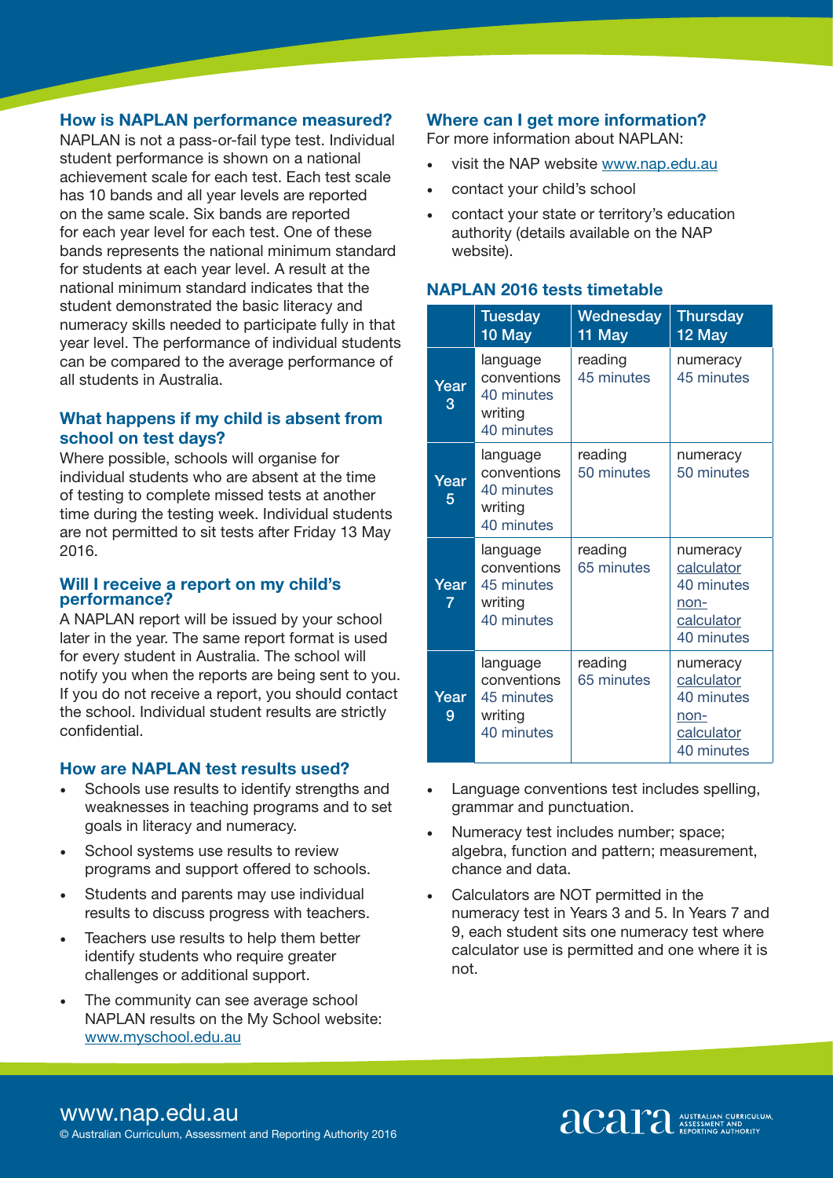## How is NAPLAN performance measured?

NAPLAN is not a pass-or-fail type test. Individual student performance is shown on a national achievement scale for each test. Each test scale has 10 bands and all year levels are reported on the same scale. Six bands are reported for each year level for each test. One of these bands represents the national minimum standard for students at each year level. A result at the national minimum standard indicates that the student demonstrated the basic literacy and numeracy skills needed to participate fully in that year level. The performance of individual students can be compared to the average performance of all students in Australia.

## What happens if my child is absent from school on test days?

Where possible, schools will organise for individual students who are absent at the time of testing to complete missed tests at another time during the testing week. Individual students are not permitted to sit tests after Friday 13 May 2016.

## Will I receive a report on my child's performance?

A NAPLAN report will be issued by your school later in the year. The same report format is used for every student in Australia. The school will notify you when the reports are being sent to you. If you do not receive a report, you should contact the school. Individual student results are strictly confidential.

## How are NAPLAN test results used?

- Schools use results to identify strengths and weaknesses in teaching programs and to set goals in literacy and numeracy.
- School systems use results to review programs and support offered to schools.
- Students and parents may use individual results to discuss progress with teachers.
- Teachers use results to help them better identify students who require greater challenges or additional support.
- The community can see average school NAPLAN results on the My School website: www.myschool.edu.au

## Where can I get more information?

For more information about NAPLAN:

- visit the NAP website www.nap.edu.au
- contact your child's school
- contact your state or territory's education authority (details available on the NAP website).

## NAPLAN 2016 tests timetable

| | Tuesday 10 May | Wednesday 11 May | Thursday 12 May |
|---|---|---|---|
| Year 3 | language conventions 40 minutes<br>writing 40 minutes | reading 45 minutes | numeracy 45 minutes |
| Year 5 | language conventions 40 minutes<br>writing 40 minutes | reading 50 minutes | numeracy 50 minutes |
| Year 7 | language conventions 45 minutes<br>writing 40 minutes | reading 65 minutes | numeracy<br>calculator 40 minutes<br>non-calculator 40 minutes |
| Year 9 | language conventions 45 minutes<br>writing 40 minutes | reading 65 minutes | numeracy<br>calculator 40 minutes<br>non-calculator 40 minutes |

- Language conventions test includes spelling, grammar and punctuation.
- Numeracy test includes number; space; algebra, function and pattern; measurement, chance and data.
- Calculators are NOT permitted in the numeracy test in Years 3 and 5. In Years 7 and 9, each student sits one numeracy test where calculator use is permitted and one where it is not.

www.nap.edu.au

© Australian Curriculum, Assessment and Reporting Authority 2016

acara AUSTRALIAN CURRICULUM, ASSESSMENT AND REPORTING AUTHORITY